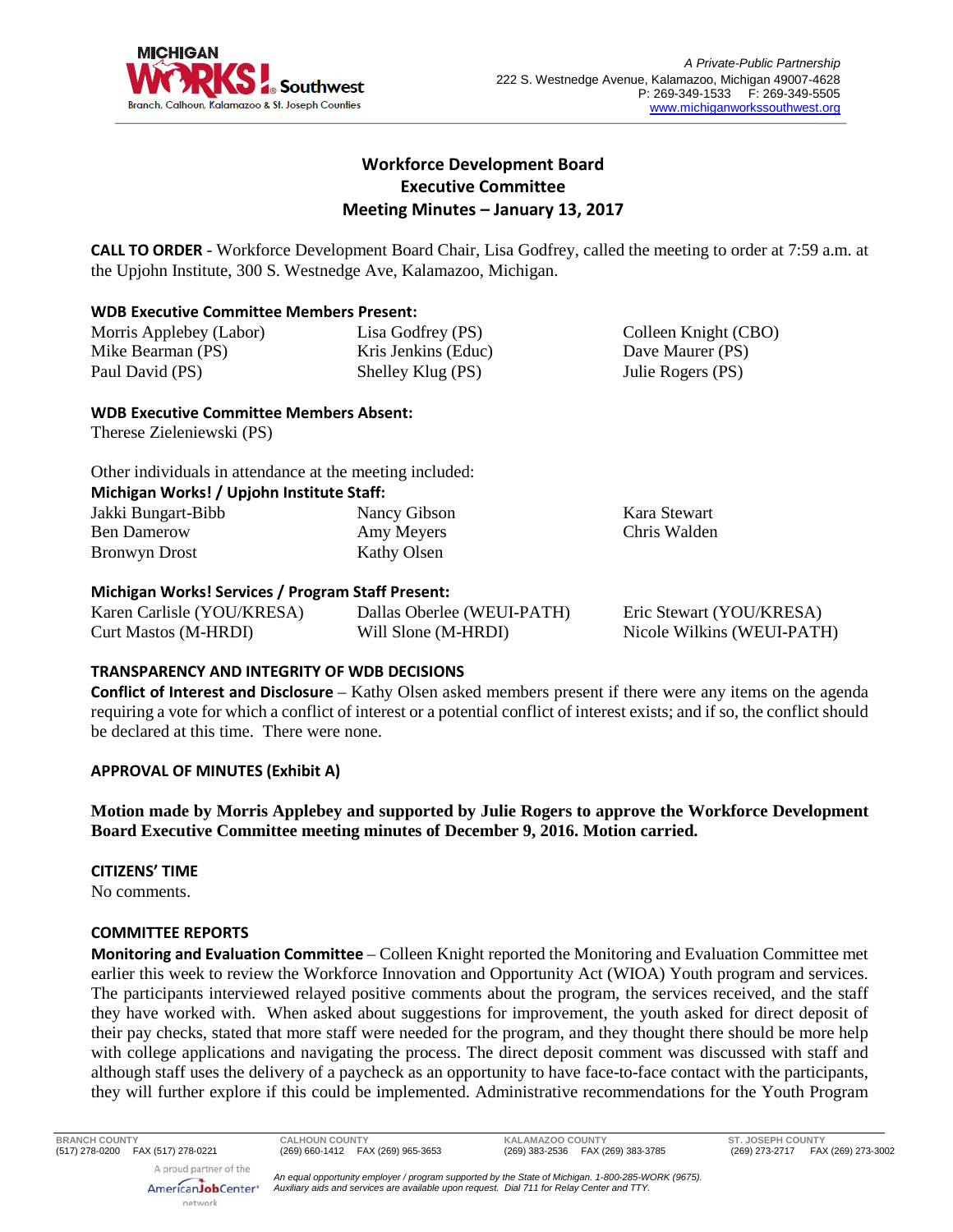# Workforce Development Board
## Executive Committee
## Meeting Minutes – January 13, 2017

**CALL TO ORDER** - Workforce Development Board Chair, Lisa Godfrey, called the meeting to order at 7:59 a.m. at the Upjohn Institute, 300 S. Westnedge Ave, Kalamazoo, Michigan.

**WDB Executive Committee Members Present:**

| | | |
|---|---|---|
| Morris Applebey (Labor) | Lisa Godfrey (PS) | Colleen Knight (CBO) |
| Mike Bearman (PS) | Kris Jenkins (Educ) | Dave Maurer (PS) |
| Paul David (PS) | Shelley Klug (PS) | Julie Rogers (PS) |

**WDB Executive Committee Members Absent:**

Therese Zieleniewski (PS)

Other individuals in attendance at the meeting included:

**Michigan Works! / Upjohn Institute Staff:**

| | | |
|---|---|---|
| Jakki Bungart-Bibb | Nancy Gibson | Kara Stewart |
| Ben Damerow | Amy Meyers | Chris Walden |
| Bronwyn Drost | Kathy Olsen | |

**Michigan Works! Services / Program Staff Present:**

| | | |
|---|---|---|
| Karen Carlisle (YOU/KRESA) | Dallas Oberlee (WEUI-PATH) | Eric Stewart (YOU/KRESA) |
| Curt Mastos (M-HRDI) | Will Slone (M-HRDI) | Nicole Wilkins (WEUI-PATH) |

**TRANSPARENCY AND INTEGRITY OF WDB DECISIONS**

**Conflict of Interest and Disclosure** – Kathy Olsen asked members present if there were any items on the agenda requiring a vote for which a conflict of interest or a potential conflict of interest exists; and if so, the conflict should be declared at this time. There were none.

**APPROVAL OF MINUTES (Exhibit A)**

**Motion made by Morris Applebey and supported by Julie Rogers to approve the Workforce Development Board Executive Committee meeting minutes of December 9, 2016. Motion carried.**

**CITIZENS' TIME**

No comments.

**COMMITTEE REPORTS**

**Monitoring and Evaluation Committee** – Colleen Knight reported the Monitoring and Evaluation Committee met earlier this week to review the Workforce Innovation and Opportunity Act (WIOA) Youth program and services. The participants interviewed relayed positive comments about the program, the services received, and the staff they have worked with. When asked about suggestions for improvement, the youth asked for direct deposit of their pay checks, stated that more staff were needed for the program, and they thought there should be more help with college applications and navigating the process. The direct deposit comment was discussed with staff and although staff uses the delivery of a paycheck as an opportunity to have face-to-face contact with the participants, they will further explore if this could be implemented. Administrative recommendations for the Youth Program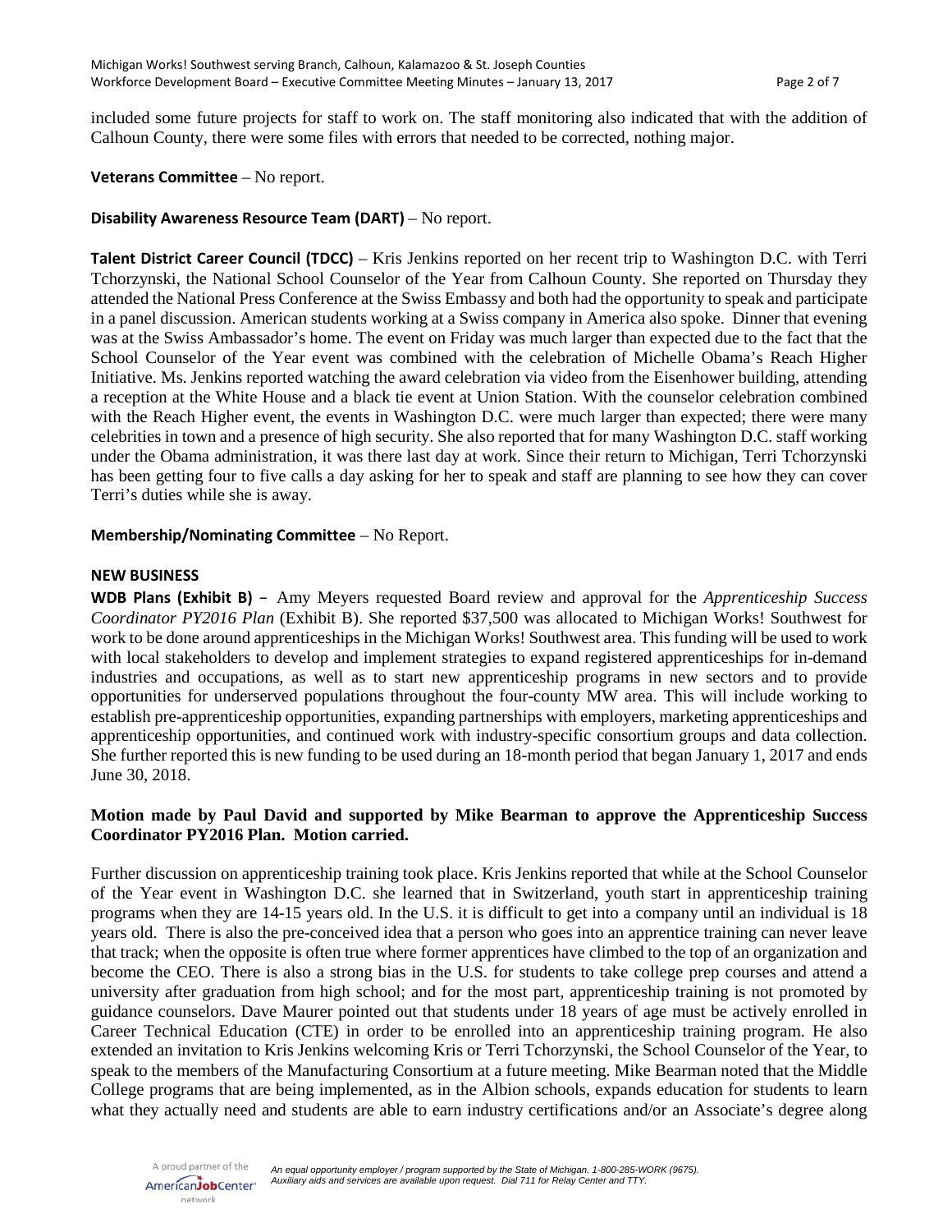included some future projects for staff to work on. The staff monitoring also indicated that with the addition of Calhoun County, there were some files with errors that needed to be corrected, nothing major.

**Veterans Committee** – No report.

**Disability Awareness Resource Team (DART)** – No report.

**Talent District Career Council (TDCC)** – Kris Jenkins reported on her recent trip to Washington D.C. with Terri Tchorzynski, the National School Counselor of the Year from Calhoun County. She reported on Thursday they attended the National Press Conference at the Swiss Embassy and both had the opportunity to speak and participate in a panel discussion. American students working at a Swiss company in America also spoke. Dinner that evening was at the Swiss Ambassador's home. The event on Friday was much larger than expected due to the fact that the School Counselor of the Year event was combined with the celebration of Michelle Obama's Reach Higher Initiative. Ms. Jenkins reported watching the award celebration via video from the Eisenhower building, attending a reception at the White House and a black tie event at Union Station. With the counselor celebration combined with the Reach Higher event, the events in Washington D.C. were much larger than expected; there were many celebrities in town and a presence of high security. She also reported that for many Washington D.C. staff working under the Obama administration, it was there last day at work. Since their return to Michigan, Terri Tchorzynski has been getting four to five calls a day asking for her to speak and staff are planning to see how they can cover Terri's duties while she is away.

**Membership/Nominating Committee** – No Report.

**NEW BUSINESS**

**WDB Plans (Exhibit B)** – Amy Meyers requested Board review and approval for the *Apprenticeship Success Coordinator PY2016 Plan* (Exhibit B). She reported $37,500 was allocated to Michigan Works! Southwest for work to be done around apprenticeships in the Michigan Works! Southwest area. This funding will be used to work with local stakeholders to develop and implement strategies to expand registered apprenticeships for in-demand industries and occupations, as well as to start new apprenticeship programs in new sectors and to provide opportunities for underserved populations throughout the four-county MW area. This will include working to establish pre-apprenticeship opportunities, expanding partnerships with employers, marketing apprenticeships and apprenticeship opportunities, and continued work with industry-specific consortium groups and data collection. She further reported this is new funding to be used during an 18-month period that began January 1, 2017 and ends June 30, 2018.

**Motion made by Paul David and supported by Mike Bearman to approve the Apprenticeship Success Coordinator PY2016 Plan. Motion carried.**

Further discussion on apprenticeship training took place. Kris Jenkins reported that while at the School Counselor of the Year event in Washington D.C. she learned that in Switzerland, youth start in apprenticeship training programs when they are 14-15 years old. In the U.S. it is difficult to get into a company until an individual is 18 years old. There is also the pre-conceived idea that a person who goes into an apprentice training can never leave that track; when the opposite is often true where former apprentices have climbed to the top of an organization and become the CEO. There is also a strong bias in the U.S. for students to take college prep courses and attend a university after graduation from high school; and for the most part, apprenticeship training is not promoted by guidance counselors. Dave Maurer pointed out that students under 18 years of age must be actively enrolled in Career Technical Education (CTE) in order to be enrolled into an apprenticeship training program. He also extended an invitation to Kris Jenkins welcoming Kris or Terri Tchorzynski, the School Counselor of the Year, to speak to the members of the Manufacturing Consortium at a future meeting. Mike Bearman noted that the Middle College programs that are being implemented, as in the Albion schools, expands education for students to learn what they actually need and students are able to earn industry certifications and/or an Associate's degree along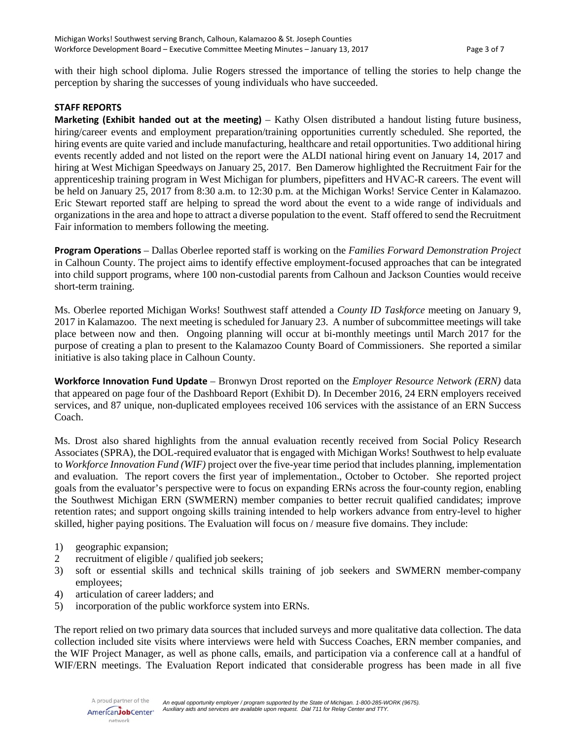with their high school diploma. Julie Rogers stressed the importance of telling the stories to help change the perception by sharing the successes of young individuals who have succeeded.

**STAFF REPORTS**

**Marketing (Exhibit handed out at the meeting)** – Kathy Olsen distributed a handout listing future business, hiring/career events and employment preparation/training opportunities currently scheduled. She reported, the hiring events are quite varied and include manufacturing, healthcare and retail opportunities. Two additional hiring events recently added and not listed on the report were the ALDI national hiring event on January 14, 2017 and hiring at West Michigan Speedways on January 25, 2017. Ben Damerow highlighted the Recruitment Fair for the apprenticeship training program in West Michigan for plumbers, pipefitters and HVAC-R careers. The event will be held on January 25, 2017 from 8:30 a.m. to 12:30 p.m. at the Michigan Works! Service Center in Kalamazoo. Eric Stewart reported staff are helping to spread the word about the event to a wide range of individuals and organizations in the area and hope to attract a diverse population to the event. Staff offered to send the Recruitment Fair information to members following the meeting.

**Program Operations** – Dallas Oberlee reported staff is working on the *Families Forward Demonstration Project* in Calhoun County. The project aims to identify effective employment-focused approaches that can be integrated into child support programs, where 100 non-custodial parents from Calhoun and Jackson Counties would receive short-term training.

Ms. Oberlee reported Michigan Works! Southwest staff attended a *County ID Taskforce* meeting on January 9, 2017 in Kalamazoo. The next meeting is scheduled for January 23. A number of subcommittee meetings will take place between now and then. Ongoing planning will occur at bi-monthly meetings until March 2017 for the purpose of creating a plan to present to the Kalamazoo County Board of Commissioners. She reported a similar initiative is also taking place in Calhoun County.

**Workforce Innovation Fund Update** – Bronwyn Drost reported on the *Employer Resource Network (ERN)* data that appeared on page four of the Dashboard Report (Exhibit D). In December 2016, 24 ERN employers received services, and 87 unique, non-duplicated employees received 106 services with the assistance of an ERN Success Coach.

Ms. Drost also shared highlights from the annual evaluation recently received from Social Policy Research Associates (SPRA), the DOL-required evaluator that is engaged with Michigan Works! Southwest to help evaluate to *Workforce Innovation Fund (WIF)* project over the five-year time period that includes planning, implementation and evaluation. The report covers the first year of implementation., October to October. She reported project goals from the evaluator's perspective were to focus on expanding ERNs across the four-county region, enabling the Southwest Michigan ERN (SWMERN) member companies to better recruit qualified candidates; improve retention rates; and support ongoing skills training intended to help workers advance from entry-level to higher skilled, higher paying positions. The Evaluation will focus on / measure five domains. They include:

1) geographic expansion;
2 recruitment of eligible / qualified job seekers;
3) soft or essential skills and technical skills training of job seekers and SWMERN member-company employees;
4) articulation of career ladders; and
5) incorporation of the public workforce system into ERNs.

The report relied on two primary data sources that included surveys and more qualitative data collection. The data collection included site visits where interviews were held with Success Coaches, ERN member companies, and the WIF Project Manager, as well as phone calls, emails, and participation via a conference call at a handful of WIF/ERN meetings. The Evaluation Report indicated that considerable progress has been made in all five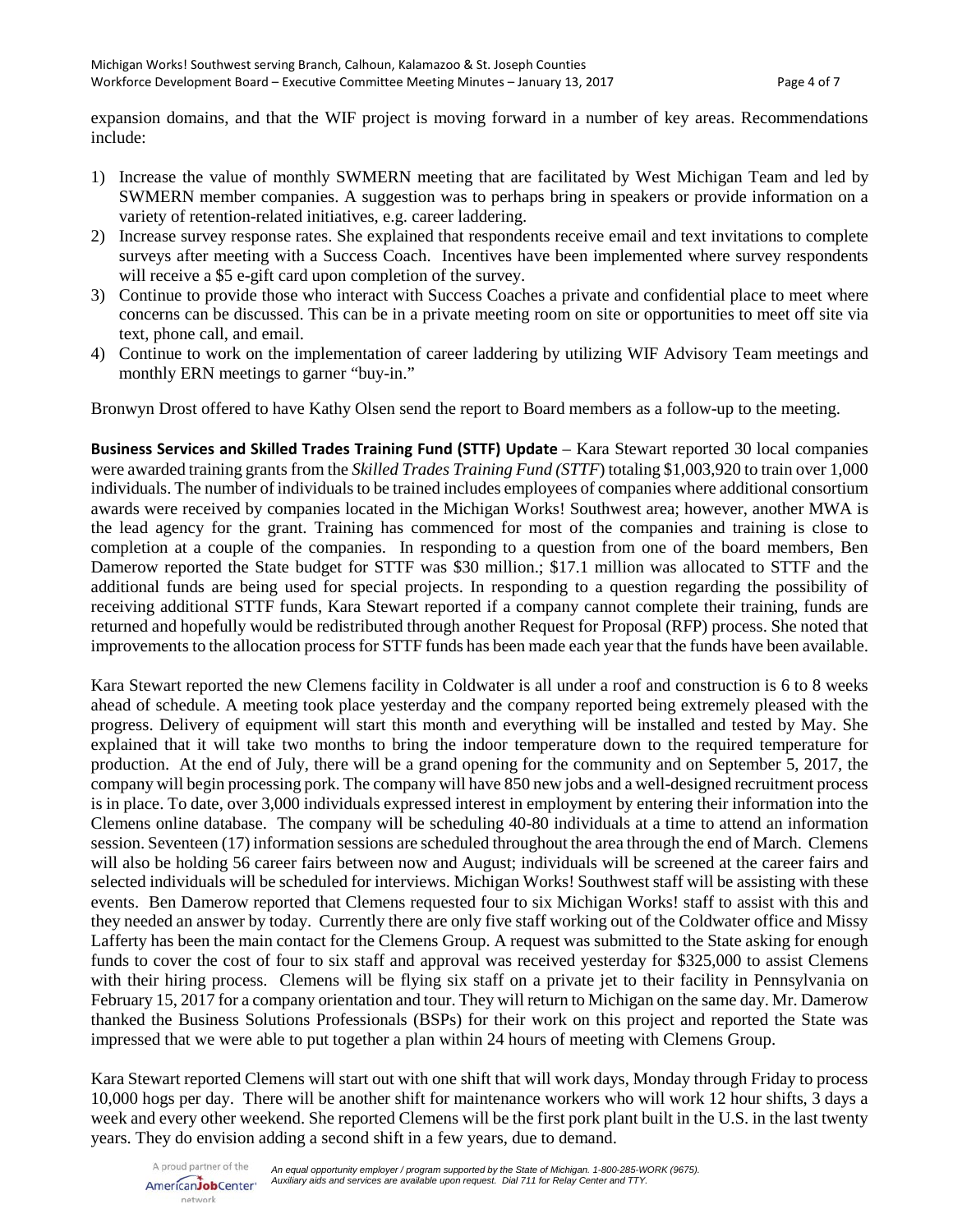expansion domains, and that the WIF project is moving forward in a number of key areas. Recommendations include:

1) Increase the value of monthly SWMERN meeting that are facilitated by West Michigan Team and led by SWMERN member companies. A suggestion was to perhaps bring in speakers or provide information on a variety of retention-related initiatives, e.g. career laddering.
2) Increase survey response rates. She explained that respondents receive email and text invitations to complete surveys after meeting with a Success Coach. Incentives have been implemented where survey respondents will receive a $5 e-gift card upon completion of the survey.
3) Continue to provide those who interact with Success Coaches a private and confidential place to meet where concerns can be discussed. This can be in a private meeting room on site or opportunities to meet off site via text, phone call, and email.
4) Continue to work on the implementation of career laddering by utilizing WIF Advisory Team meetings and monthly ERN meetings to garner "buy-in."

Bronwyn Drost offered to have Kathy Olsen send the report to Board members as a follow-up to the meeting.

**Business Services and Skilled Trades Training Fund (STTF) Update** – Kara Stewart reported 30 local companies were awarded training grants from the *Skilled Trades Training Fund (STTF*) totaling $1,003,920 to train over 1,000 individuals. The number of individuals to be trained includes employees of companies where additional consortium awards were received by companies located in the Michigan Works! Southwest area; however, another MWA is the lead agency for the grant. Training has commenced for most of the companies and training is close to completion at a couple of the companies. In responding to a question from one of the board members, Ben Damerow reported the State budget for STTF was $30 million.; $17.1 million was allocated to STTF and the additional funds are being used for special projects. In responding to a question regarding the possibility of receiving additional STTF funds, Kara Stewart reported if a company cannot complete their training, funds are returned and hopefully would be redistributed through another Request for Proposal (RFP) process. She noted that improvements to the allocation process for STTF funds has been made each year that the funds have been available.

Kara Stewart reported the new Clemens facility in Coldwater is all under a roof and construction is 6 to 8 weeks ahead of schedule. A meeting took place yesterday and the company reported being extremely pleased with the progress. Delivery of equipment will start this month and everything will be installed and tested by May. She explained that it will take two months to bring the indoor temperature down to the required temperature for production. At the end of July, there will be a grand opening for the community and on September 5, 2017, the company will begin processing pork. The company will have 850 new jobs and a well-designed recruitment process is in place. To date, over 3,000 individuals expressed interest in employment by entering their information into the Clemens online database. The company will be scheduling 40-80 individuals at a time to attend an information session. Seventeen (17) information sessions are scheduled throughout the area through the end of March. Clemens will also be holding 56 career fairs between now and August; individuals will be screened at the career fairs and selected individuals will be scheduled for interviews. Michigan Works! Southwest staff will be assisting with these events. Ben Damerow reported that Clemens requested four to six Michigan Works! staff to assist with this and they needed an answer by today. Currently there are only five staff working out of the Coldwater office and Missy Lafferty has been the main contact for the Clemens Group. A request was submitted to the State asking for enough funds to cover the cost of four to six staff and approval was received yesterday for $325,000 to assist Clemens with their hiring process. Clemens will be flying six staff on a private jet to their facility in Pennsylvania on February 15, 2017 for a company orientation and tour. They will return to Michigan on the same day. Mr. Damerow thanked the Business Solutions Professionals (BSPs) for their work on this project and reported the State was impressed that we were able to put together a plan within 24 hours of meeting with Clemens Group.

Kara Stewart reported Clemens will start out with one shift that will work days, Monday through Friday to process 10,000 hogs per day. There will be another shift for maintenance workers who will work 12 hour shifts, 3 days a week and every other weekend. She reported Clemens will be the first pork plant built in the U.S. in the last twenty years. They do envision adding a second shift in a few years, due to demand.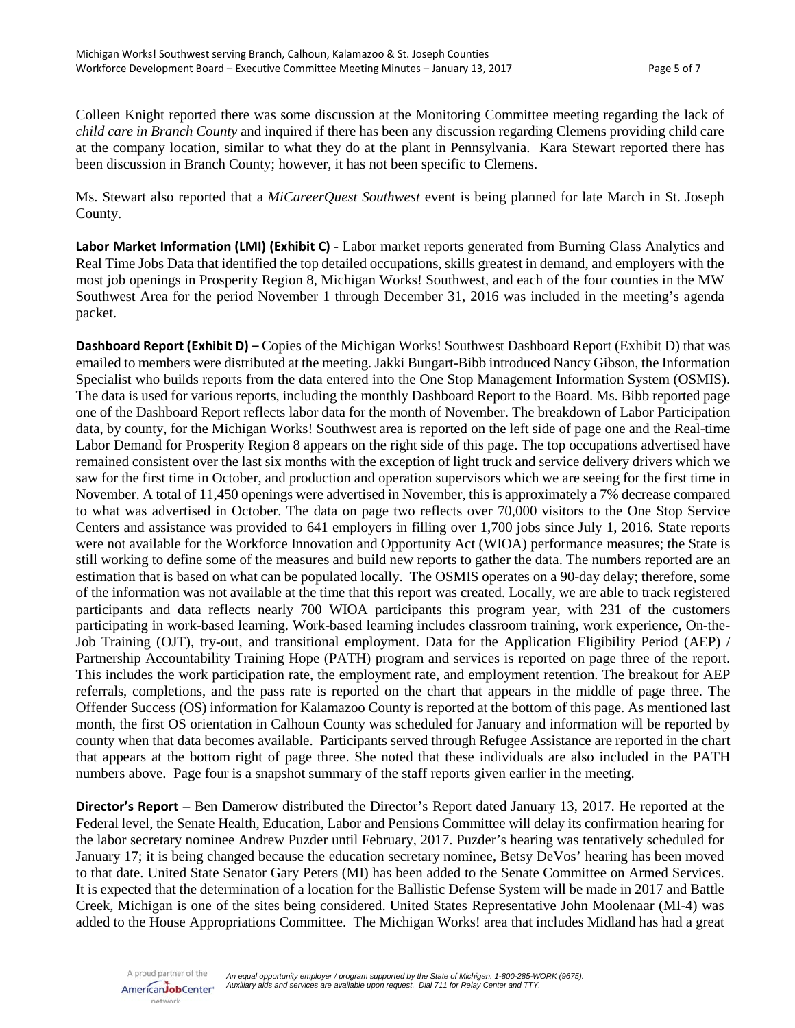Colleen Knight reported there was some discussion at the Monitoring Committee meeting regarding the lack of *child care in Branch County* and inquired if there has been any discussion regarding Clemens providing child care at the company location, similar to what they do at the plant in Pennsylvania. Kara Stewart reported there has been discussion in Branch County; however, it has not been specific to Clemens.

Ms. Stewart also reported that a *MiCareerQuest Southwest* event is being planned for late March in St. Joseph County.

**Labor Market Information (LMI) (Exhibit C)** - Labor market reports generated from Burning Glass Analytics and Real Time Jobs Data that identified the top detailed occupations, skills greatest in demand, and employers with the most job openings in Prosperity Region 8, Michigan Works! Southwest, and each of the four counties in the MW Southwest Area for the period November 1 through December 31, 2016 was included in the meeting's agenda packet.

**Dashboard Report (Exhibit D)** – Copies of the Michigan Works! Southwest Dashboard Report (Exhibit D) that was emailed to members were distributed at the meeting. Jakki Bungart-Bibb introduced Nancy Gibson, the Information Specialist who builds reports from the data entered into the One Stop Management Information System (OSMIS). The data is used for various reports, including the monthly Dashboard Report to the Board. Ms. Bibb reported page one of the Dashboard Report reflects labor data for the month of November. The breakdown of Labor Participation data, by county, for the Michigan Works! Southwest area is reported on the left side of page one and the Real-time Labor Demand for Prosperity Region 8 appears on the right side of this page. The top occupations advertised have remained consistent over the last six months with the exception of light truck and service delivery drivers which we saw for the first time in October, and production and operation supervisors which we are seeing for the first time in November. A total of 11,450 openings were advertised in November, this is approximately a 7% decrease compared to what was advertised in October. The data on page two reflects over 70,000 visitors to the One Stop Service Centers and assistance was provided to 641 employers in filling over 1,700 jobs since July 1, 2016. State reports were not available for the Workforce Innovation and Opportunity Act (WIOA) performance measures; the State is still working to define some of the measures and build new reports to gather the data. The numbers reported are an estimation that is based on what can be populated locally. The OSMIS operates on a 90-day delay; therefore, some of the information was not available at the time that this report was created. Locally, we are able to track registered participants and data reflects nearly 700 WIOA participants this program year, with 231 of the customers participating in work-based learning. Work-based learning includes classroom training, work experience, On-the-Job Training (OJT), try-out, and transitional employment. Data for the Application Eligibility Period (AEP) / Partnership Accountability Training Hope (PATH) program and services is reported on page three of the report. This includes the work participation rate, the employment rate, and employment retention. The breakout for AEP referrals, completions, and the pass rate is reported on the chart that appears in the middle of page three. The Offender Success (OS) information for Kalamazoo County is reported at the bottom of this page. As mentioned last month, the first OS orientation in Calhoun County was scheduled for January and information will be reported by county when that data becomes available. Participants served through Refugee Assistance are reported in the chart that appears at the bottom right of page three. She noted that these individuals are also included in the PATH numbers above. Page four is a snapshot summary of the staff reports given earlier in the meeting.

**Director's Report** – Ben Damerow distributed the Director's Report dated January 13, 2017. He reported at the Federal level, the Senate Health, Education, Labor and Pensions Committee will delay its confirmation hearing for the labor secretary nominee Andrew Puzder until February, 2017. Puzder's hearing was tentatively scheduled for January 17; it is being changed because the education secretary nominee, Betsy DeVos' hearing has been moved to that date. United State Senator Gary Peters (MI) has been added to the Senate Committee on Armed Services. It is expected that the determination of a location for the Ballistic Defense System will be made in 2017 and Battle Creek, Michigan is one of the sites being considered. United States Representative John Moolenaar (MI-4) was added to the House Appropriations Committee. The Michigan Works! area that includes Midland has had a great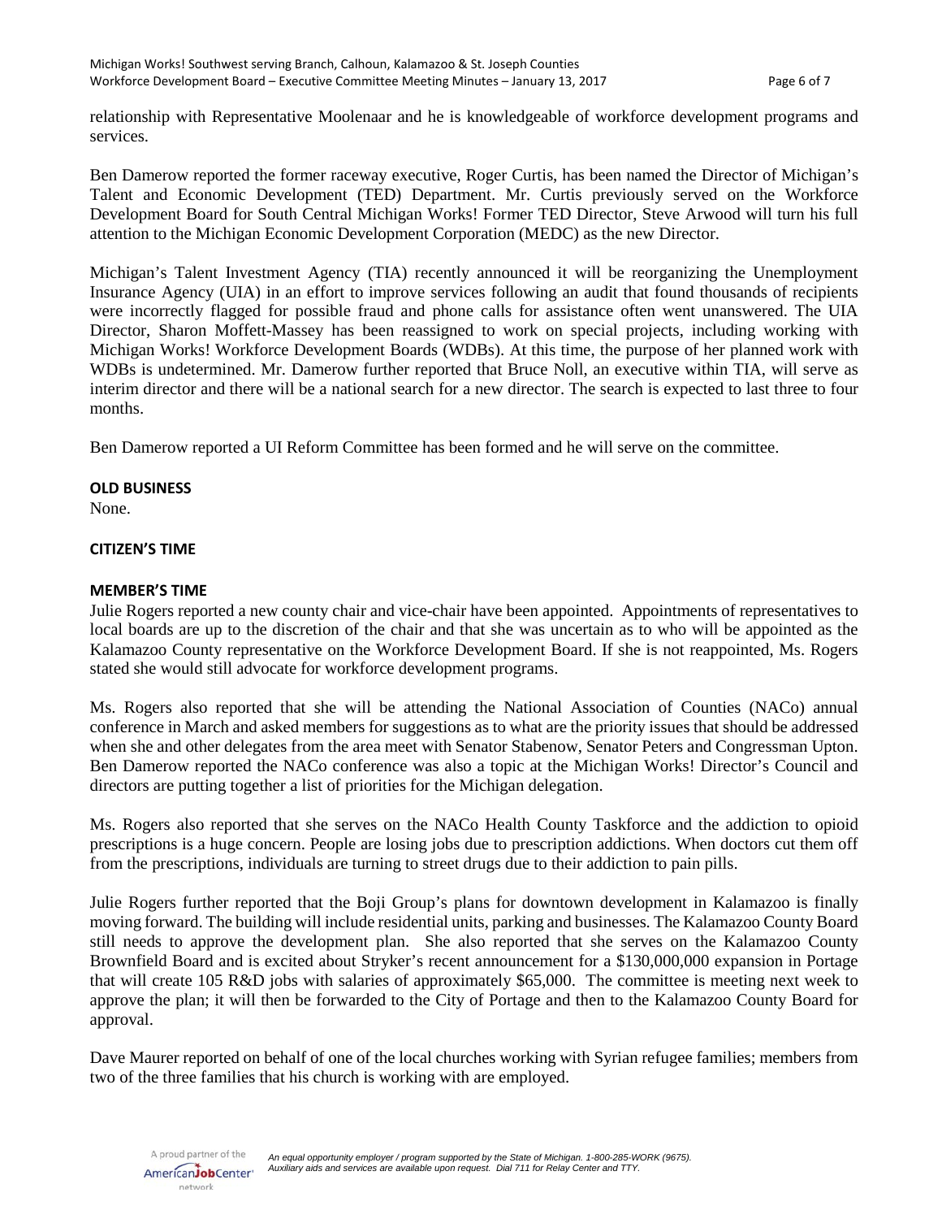relationship with Representative Moolenaar and he is knowledgeable of workforce development programs and services.

Ben Damerow reported the former raceway executive, Roger Curtis, has been named the Director of Michigan's Talent and Economic Development (TED) Department. Mr. Curtis previously served on the Workforce Development Board for South Central Michigan Works! Former TED Director, Steve Arwood will turn his full attention to the Michigan Economic Development Corporation (MEDC) as the new Director.

Michigan's Talent Investment Agency (TIA) recently announced it will be reorganizing the Unemployment Insurance Agency (UIA) in an effort to improve services following an audit that found thousands of recipients were incorrectly flagged for possible fraud and phone calls for assistance often went unanswered. The UIA Director, Sharon Moffett-Massey has been reassigned to work on special projects, including working with Michigan Works! Workforce Development Boards (WDBs). At this time, the purpose of her planned work with WDBs is undetermined. Mr. Damerow further reported that Bruce Noll, an executive within TIA, will serve as interim director and there will be a national search for a new director. The search is expected to last three to four months.

Ben Damerow reported a UI Reform Committee has been formed and he will serve on the committee.

**OLD BUSINESS**

None.

**CITIZEN'S TIME**

**MEMBER'S TIME**

Julie Rogers reported a new county chair and vice-chair have been appointed. Appointments of representatives to local boards are up to the discretion of the chair and that she was uncertain as to who will be appointed as the Kalamazoo County representative on the Workforce Development Board. If she is not reappointed, Ms. Rogers stated she would still advocate for workforce development programs.

Ms. Rogers also reported that she will be attending the National Association of Counties (NACo) annual conference in March and asked members for suggestions as to what are the priority issues that should be addressed when she and other delegates from the area meet with Senator Stabenow, Senator Peters and Congressman Upton. Ben Damerow reported the NACo conference was also a topic at the Michigan Works! Director's Council and directors are putting together a list of priorities for the Michigan delegation.

Ms. Rogers also reported that she serves on the NACo Health County Taskforce and the addiction to opioid prescriptions is a huge concern. People are losing jobs due to prescription addictions. When doctors cut them off from the prescriptions, individuals are turning to street drugs due to their addiction to pain pills.

Julie Rogers further reported that the Boji Group's plans for downtown development in Kalamazoo is finally moving forward. The building will include residential units, parking and businesses. The Kalamazoo County Board still needs to approve the development plan. She also reported that she serves on the Kalamazoo County Brownfield Board and is excited about Stryker's recent announcement for a $130,000,000 expansion in Portage that will create 105 R&D jobs with salaries of approximately $65,000. The committee is meeting next week to approve the plan; it will then be forwarded to the City of Portage and then to the Kalamazoo County Board for approval.

Dave Maurer reported on behalf of one of the local churches working with Syrian refugee families; members from two of the three families that his church is working with are employed.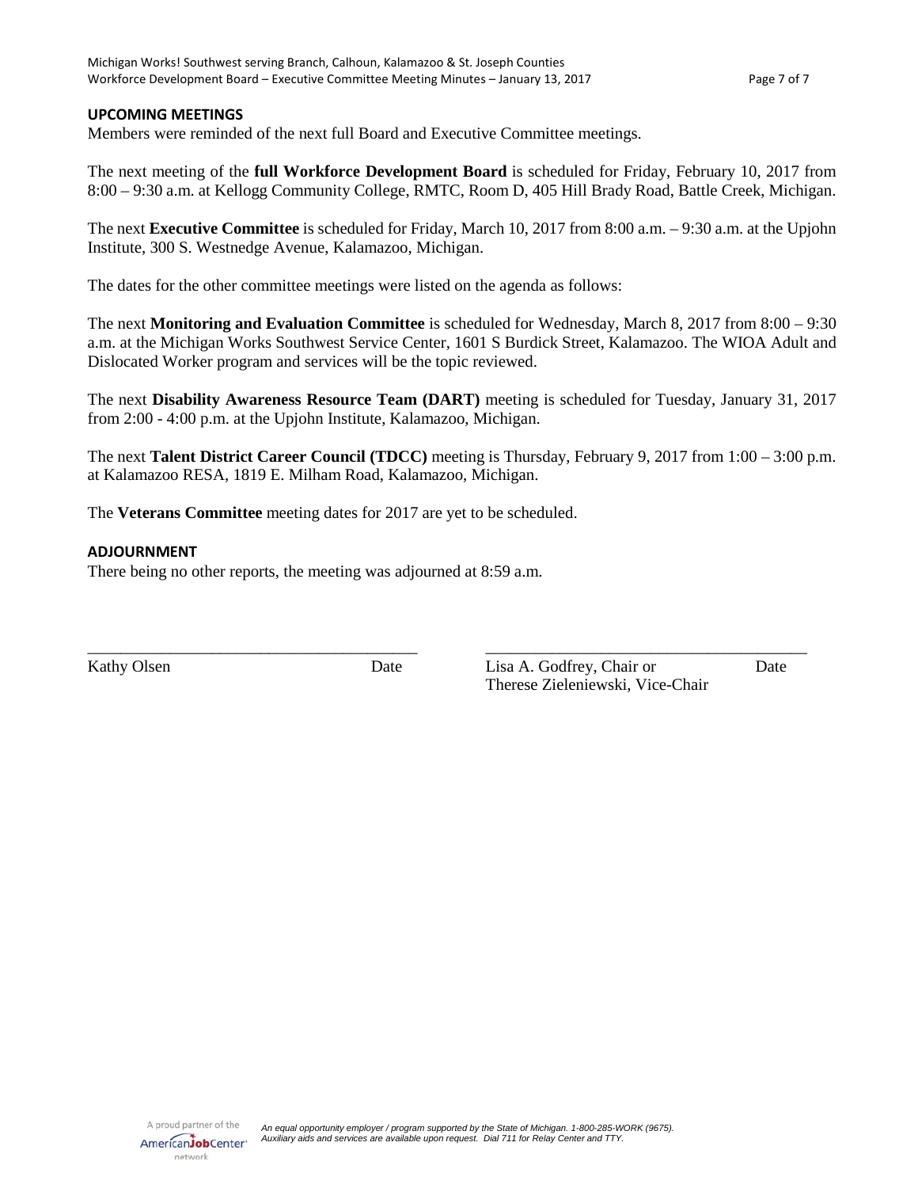## UPCOMING MEETINGS

Members were reminded of the next full Board and Executive Committee meetings.

The next meeting of the **full Workforce Development Board** is scheduled for Friday, February 10, 2017 from 8:00 – 9:30 a.m. at Kellogg Community College, RMTC, Room D, 405 Hill Brady Road, Battle Creek, Michigan.

The next **Executive Committee** is scheduled for Friday, March 10, 2017 from 8:00 a.m. – 9:30 a.m. at the Upjohn Institute, 300 S. Westnedge Avenue, Kalamazoo, Michigan.

The dates for the other committee meetings were listed on the agenda as follows:

The next **Monitoring and Evaluation Committee** is scheduled for Wednesday, March 8, 2017 from 8:00 – 9:30 a.m. at the Michigan Works Southwest Service Center, 1601 S Burdick Street, Kalamazoo. The WIOA Adult and Dislocated Worker program and services will be the topic reviewed.

The next **Disability Awareness Resource Team (DART)** meeting is scheduled for Tuesday, January 31, 2017 from 2:00 - 4:00 p.m. at the Upjohn Institute, Kalamazoo, Michigan.

The next **Talent District Career Council (TDCC)** meeting is Thursday, February 9, 2017 from 1:00 – 3:00 p.m. at Kalamazoo RESA, 1819 E. Milham Road, Kalamazoo, Michigan.

The **Veterans Committee** meeting dates for 2017 are yet to be scheduled.

## ADJOURNMENT

There being no other reports, the meeting was adjourned at 8:59 a.m.

\_\_\_\_\_\_\_\_\_\_\_\_\_\_\_\_\_\_\_\_\_\_\_\_\_\_\_\_\_\_\_\_\_\_\_\_\_\_\_\_

Kathy Olsen Date

\_\_\_\_\_\_\_\_\_\_\_\_\_\_\_\_\_\_\_\_\_\_\_\_\_\_\_\_\_\_\_\_\_\_\_\_\_\_\_\_

Lisa A. Godfrey, Chair or Date
Therese Zieleniewski, Vice-Chair

A proud partner of the AmericanJobCenter network

*An equal opportunity employer / program supported by the State of Michigan. 1-800-285-WORK (9675). Auxiliary aids and services are available upon request. Dial 711 for Relay Center and TTY.*